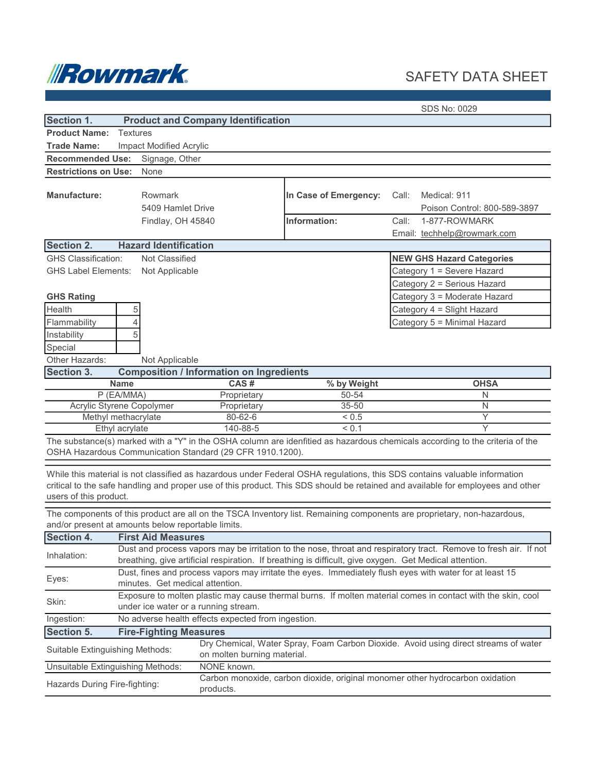Rowmark

# SAFETY DATA SHEET

SDS No: 0029

## Section 1. Product and Company Identification

**Product Name:** Textures

**Trade Name:** Impact Modified Acrylic

**Recommended Use:** Signage, Other

**Restrictions on Use:** None

**Manufacture:** Rowmark
5409 Hamlet Drive
Findlay, OH 45840

**In Case of Emergency:** Call: Medical: 911
Poison Control: 800-589-3897

**Information:** Call: 1-877-ROWMARK
Email: techhelp@rowmark.com

## Section 2. Hazard Identification

GHS Classification: Not Classified

GHS Label Elements: Not Applicable

**GHS Rating**

| | |
|---|---|
| Health | 5 |
| Flammability | 4 |
| Instability | 5 |
| Special | |

| **NEW GHS Hazard Categories** |
|---|
| Category 1 = Severe Hazard |
| Category 2 = Serious Hazard |
| Category 3 = Moderate Hazard |
| Category 4 = Slight Hazard |
| Category 5 = Minimal Hazard |

Other Hazards: Not Applicable

## Section 3. Composition / Information on Ingredients

| Name | CAS # | % by Weight | OHSA |
|---|---|---|---|
| P (EA/MMA) | Proprietary | 50-54 | N |
| Acrylic Styrene Copolymer | Proprietary | 35-50 | N |
| Methyl methacrylate | 80-62-6 | < 0.5 | Y |
| Ethyl acrylate | 140-88-5 | < 0.1 | Y |

The substance(s) marked with a "Y" in the OSHA column are idenfitied as hazardous chemicals according to the criteria of the OSHA Hazardous Communication Standard (29 CFR 1910.1200).

While this material is not classified as hazardous under Federal OSHA regulations, this SDS contains valuable information critical to the safe handling and proper use of this product. This SDS should be retained and available for employees and other users of this product.

The components of this product are all on the TSCA Inventory list. Remaining components are proprietary, non-hazardous, and/or present at amounts below reportable limits.

## Section 4. First Aid Measures

| | |
|---|---|
| Inhalation: | Dust and process vapors may be irritation to the nose, throat and respiratory tract. Remove to fresh air. If not breathing, give artificial respiration. If breathing is difficult, give oxygen. Get Medical attention. |
| Eyes: | Dust, fines and process vapors may irritate the eyes. Immediately flush eyes with water for at least 15 minutes. Get medical attention. |
| Skin: | Exposure to molten plastic may cause thermal burns. If molten material comes in contact with the skin, cool under ice water or a running stream. |
| Ingestion: | No adverse health effects expected from ingestion. |

## Section 5. Fire-Fighting Measures

| | |
|---|---|
| Suitable Extinguishing Methods: | Dry Chemical, Water Spray, Foam Carbon Dioxide. Avoid using direct streams of water on molten burning material. |
| Unsuitable Extinguishing Methods: | NONE known. |
| Hazards During Fire-fighting: | Carbon monoxide, carbon dioxide, original monomer other hydrocarbon oxidation products. |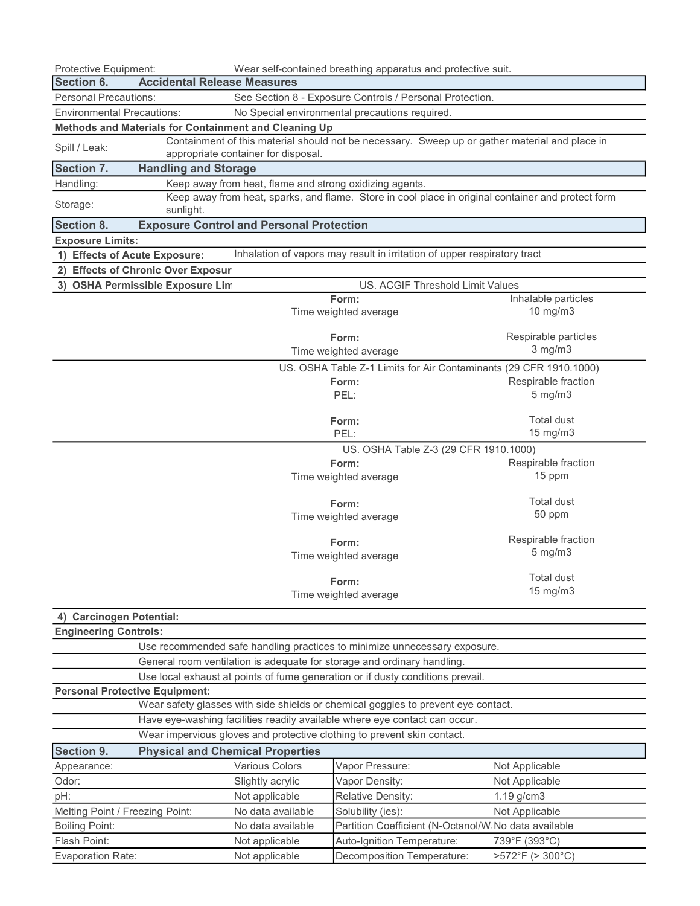| | |
|---|---|
| Protective Equipment: | Wear self-contained breathing apparatus and protective suit. |

## Section 6. Accidental Release Measures

| | |
|---|---|
| Personal Precautions: | See Section 8 - Exposure Controls / Personal Protection. |
| Environmental Precautions: | No Special environmental precautions required. |

**Methods and Materials for Containment and Cleaning Up**

| | |
|---|---|
| Spill / Leak: | Containment of this material should not be necessary. Sweep up or gather material and place in appropriate container for disposal. |

## Section 7. Handling and Storage

| | |
|---|---|
| Handling: | Keep away from heat, flame and strong oxidizing agents. |
| Storage: | Keep away from heat, sparks, and flame. Store in cool place in original container and protect form sunlight. |

## Section 8. Exposure Control and Personal Protection

**Exposure Limits:**

**1) Effects of Acute Exposure:** Inhalation of vapors may result in irritation of upper respiratory tract

**2) Effects of Chronic Over Exposur**

**3) OSHA Permissible Exposure Lim**

US. ACGIF Threshold Limit Values

| | |
|---|---|
| **Form:** | Inhalable particles |
| Time weighted average | 10 mg/m3 |
| **Form:** | Respirable particles |
| Time weighted average | 3 mg/m3 |

US. OSHA Table Z-1 Limits for Air Contaminants (29 CFR 1910.1000)

| | |
|---|---|
| **Form:** | Respirable fraction |
| PEL: | 5 mg/m3 |
| **Form:** | Total dust |
| PEL: | 15 mg/m3 |

US. OSHA Table Z-3 (29 CFR 1910.1000)

| | |
|---|---|
| **Form:** | Respirable fraction |
| Time weighted average | 15 ppm |
| **Form:** | Total dust |
| Time weighted average | 50 ppm |
| **Form:** | Respirable fraction |
| Time weighted average | 5 mg/m3 |
| **Form:** | Total dust |
| Time weighted average | 15 mg/m3 |

**4) Carcinogen Potential:**

**Engineering Controls:**

- Use recommended safe handling practices to minimize unnecessary exposure.
- General room ventilation is adequate for storage and ordinary handling.
- Use local exhaust at points of fume generation or if dusty conditions prevail.

**Personal Protective Equipment:**

- Wear safety glasses with side shields or chemical goggles to prevent eye contact.
- Have eye-washing facilities readily available where eye contact can occur.
- Wear impervious gloves and protective clothing to prevent skin contact.

## Section 9. Physical and Chemical Properties

| | | | |
|---|---|---|---|
| Appearance: | Various Colors | Vapor Pressure: | Not Applicable |
| Odor: | Slightly acrylic | Vapor Density: | Not Applicable |
| pH: | Not applicable | Relative Density: | 1.19 g/cm3 |
| Melting Point / Freezing Point: | No data available | Solubility (ies): | Not Applicable |
| Boiling Point: | No data available | Partition Coefficient (N-Octanol/W | No data available |
| Flash Point: | Not applicable | Auto-Ignition Temperature: | 739°F (393°C) |
| Evaporation Rate: | Not applicable | Decomposition Temperature: | >572°F (> 300°C) |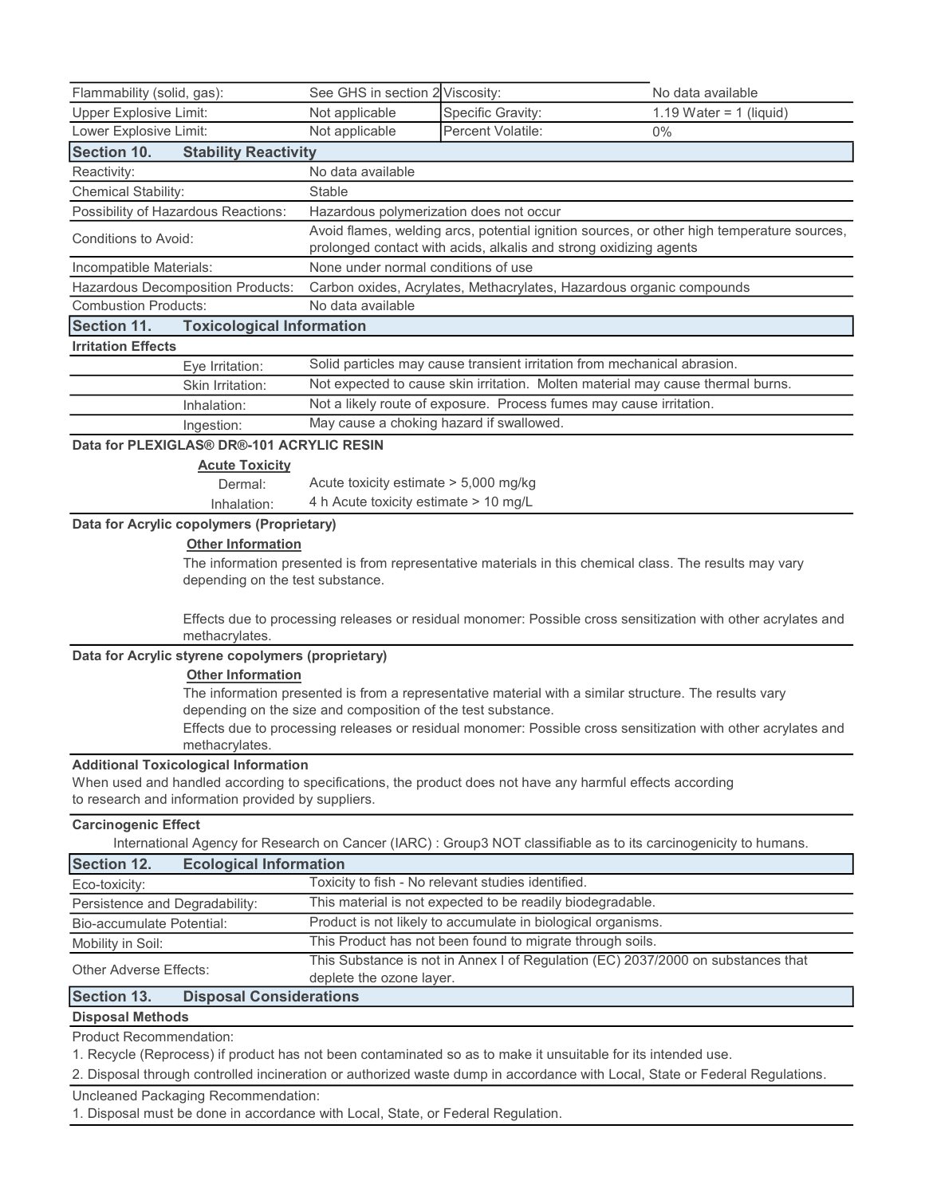| | | | |
|---|---|---|---|
| Flammability (solid, gas): | See GHS in section 2 | Viscosity: | No data available |
| Upper Explosive Limit: | Not applicable | Specific Gravity: | 1.19 Water = 1 (liquid) |
| Lower Explosive Limit: | Not applicable | Percent Volatile: | 0% |

## Section 10. Stability Reactivity

| | |
|---|---|
| Reactivity: | No data available |
| Chemical Stability: | Stable |
| Possibility of Hazardous Reactions: | Hazardous polymerization does not occur |
| Conditions to Avoid: | Avoid flames, welding arcs, potential ignition sources, or other high temperature sources, prolonged contact with acids, alkalis and strong oxidizing agents |
| Incompatible Materials: | None under normal conditions of use |
| Hazardous Decomposition Products: | Carbon oxides, Acrylates, Methacrylates, Hazardous organic compounds |
| Combustion Products: | No data available |

## Section 11. Toxicological Information

**Irritation Effects**

| | |
|---|---|
| Eye Irritation: | Solid particles may cause transient irritation from mechanical abrasion. |
| Skin Irritation: | Not expected to cause skin irritation. Molten material may cause thermal burns. |
| Inhalation: | Not a likely route of exposure. Process fumes may cause irritation. |
| Ingestion: | May cause a choking hazard if swallowed. |

**Data for PLEXIGLAS® DR®-101 ACRYLIC RESIN**

**Acute Toxicity**

| | |
|---|---|
| Dermal: | Acute toxicity estimate > 5,000 mg/kg |
| Inhalation: | 4 h Acute toxicity estimate > 10 mg/L |

**Data for Acrylic copolymers (Proprietary)**

**Other Information**

The information presented is from representative materials in this chemical class. The results may vary depending on the test substance.

Effects due to processing releases or residual monomer: Possible cross sensitization with other acrylates and methacrylates.

**Data for Acrylic styrene copolymers (proprietary)**

**Other Information**

The information presented is from a representative material with a similar structure. The results vary depending on the size and composition of the test substance.

Effects due to processing releases or residual monomer: Possible cross sensitization with other acrylates and methacrylates.

**Additional Toxicological Information**

When used and handled according to specifications, the product does not have any harmful effects according to research and information provided by suppliers.

**Carcinogenic Effect**

International Agency for Research on Cancer (IARC) : Group3 NOT classifiable as to its carcinogenicity to humans.

## Section 12. Ecological Information

| | |
|---|---|
| Eco-toxicity: | Toxicity to fish - No relevant studies identified. |
| Persistence and Degradability: | This material is not expected to be readily biodegradable. |
| Bio-accumulate Potential: | Product is not likely to accumulate in biological organisms. |
| Mobility in Soil: | This Product has not been found to migrate through soils. |
| Other Adverse Effects: | This Substance is not in Annex I of Regulation (EC) 2037/2000 on substances that deplete the ozone layer. |

## Section 13. Disposal Considerations

**Disposal Methods**

Product Recommendation:

1. Recycle (Reprocess) if product has not been contaminated so as to make it unsuitable for its intended use.
2. Disposal through controlled incineration or authorized waste dump in accordance with Local, State or Federal Regulations.

Uncleaned Packaging Recommendation:

1. Disposal must be done in accordance with Local, State, or Federal Regulation.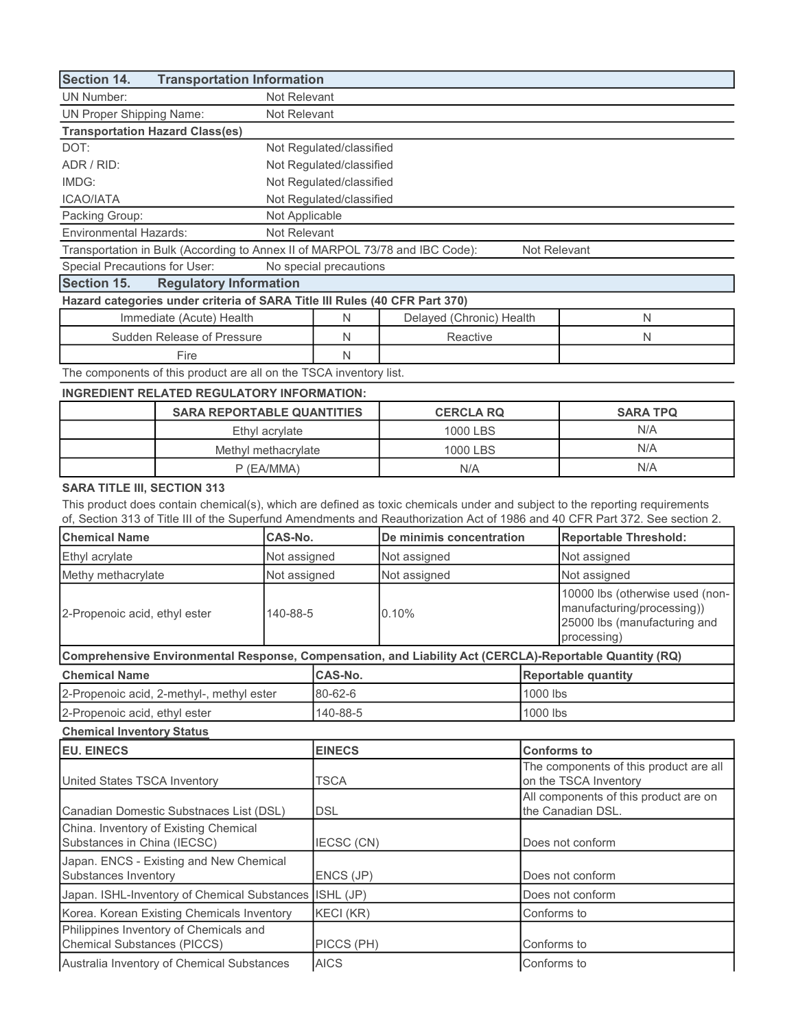## Section 14. Transportation Information

| | |
|---|---|
| UN Number: | Not Relevant |
| UN Proper Shipping Name: | Not Relevant |

**Transportation Hazard Class(es)**

| | |
|---|---|
| DOT: | Not Regulated/classified |
| ADR / RID: | Not Regulated/classified |
| IMDG: | Not Regulated/classified |
| ICAO/IATA | Not Regulated/classified |
| Packing Group: | Not Applicable |
| Environmental Hazards: | Not Relevant |

Transportation in Bulk (According to Annex II of MARPOL 73/78 and IBC Code): Not Relevant

Special Precautions for User: No special precautions

## Section 15. Regulatory Information

**Hazard categories under criteria of SARA Title III Rules (40 CFR Part 370)**

| | | | |
|---|---|---|---|
| Immediate (Acute) Health | N | Delayed (Chronic) Health | N |
| Sudden Release of Pressure | N | Reactive | N |
| Fire | N | | |

The components of this product are all on the TSCA inventory list.

**INGREDIENT RELATED REGULATORY INFORMATION:**

| | SARA REPORTABLE QUANTITIES | CERCLA RQ | SARA TPQ |
|---|---|---|---|
| | Ethyl acrylate | 1000 LBS | N/A |
| | Methyl methacrylate | 1000 LBS | N/A |
| | P (EA/MMA) | N/A | N/A |

**SARA TITLE III, SECTION 313**

This product does contain chemical(s), which are defined as toxic chemicals under and subject to the reporting requirements of, Section 313 of Title III of the Superfund Amendments and Reauthorization Act of 1986 and 40 CFR Part 372. See section 2.

| Chemical Name | CAS-No. | De minimis concentration | Reportable Threshold: |
|---|---|---|---|
| Ethyl acrylate | Not assigned | Not assigned | Not assigned |
| Methy methacrylate | Not assigned | Not assigned | Not assigned |
| 2-Propenoic acid, ethyl ester | 140-88-5 | 0.10% | 10000 lbs (otherwise used (non-manufacturing/processing)) 25000 lbs (manufacturing and processing) |

**Comprehensive Environmental Response, Compensation, and Liability Act (CERCLA)-Reportable Quantity (RQ)**

| Chemical Name | CAS-No. | Reportable quantity |
|---|---|---|
| 2-Propenoic acid, 2-methyl-, methyl ester | 80-62-6 | 1000 lbs |
| 2-Propenoic acid, ethyl ester | 140-88-5 | 1000 lbs |

**Chemical Inventory Status**

| EU. EINECS | EINECS | Conforms to |
|---|---|---|
| United States TSCA Inventory | TSCA | The components of this product are all on the TSCA Inventory |
| Canadian Domestic Substnaces List (DSL) | DSL | All components of this product are on the Canadian DSL. |
| China. Inventory of Existing Chemical Substances in China (IECSC) | IECSC (CN) | Does not conform |
| Japan. ENCS - Existing and New Chemical Substances Inventory | ENCS (JP) | Does not conform |
| Japan. ISHL-Inventory of Chemical Substances | ISHL (JP) | Does not conform |
| Korea. Korean Existing Chemicals Inventory | KECI (KR) | Conforms to |
| Philippines Inventory of Chemicals and Chemical Substances (PICCS) | PICCS (PH) | Conforms to |
| Australia Inventory of Chemical Substances | AICS | Conforms to |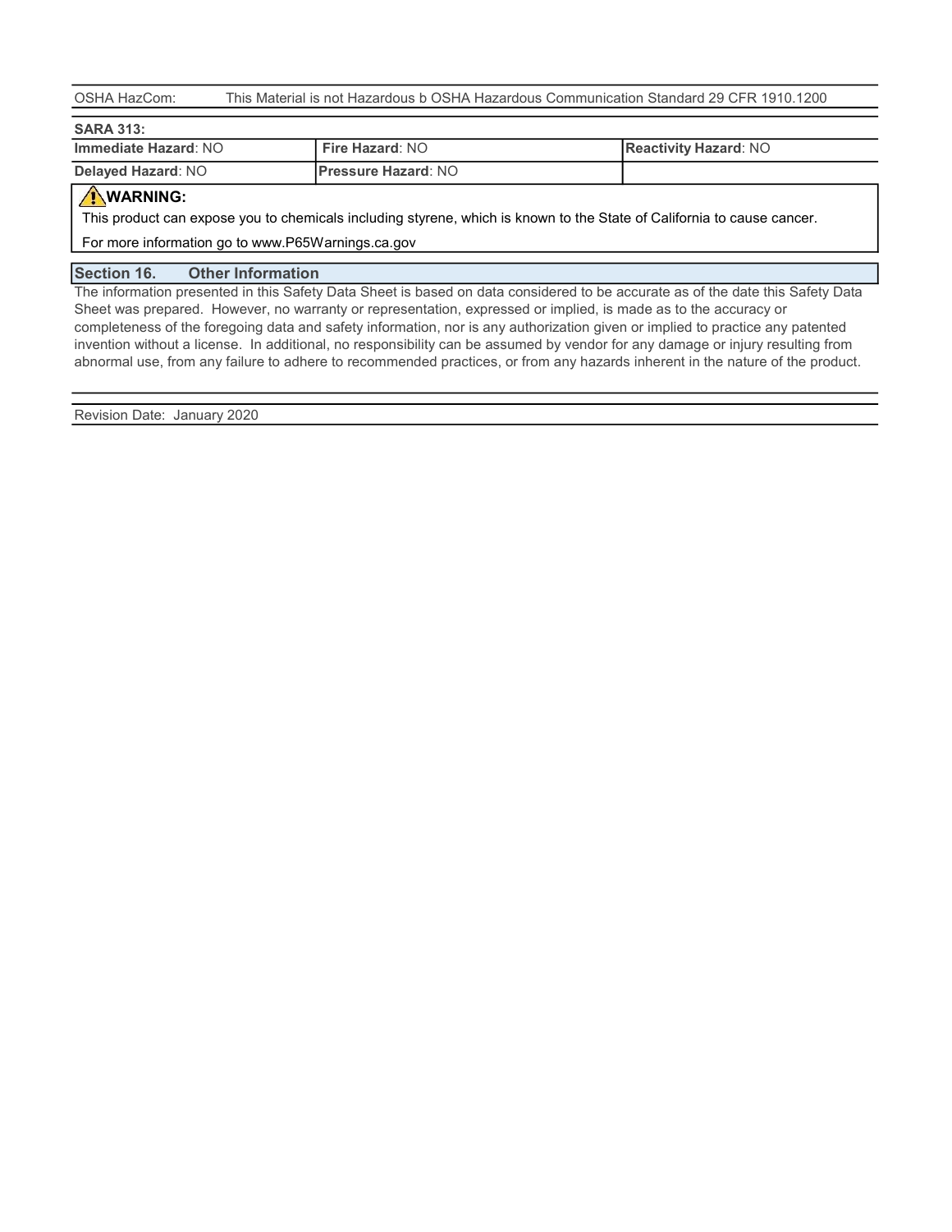| OSHA HazCom: | This Material is not Hazardous b OSHA Hazardous Communication Standard 29 CFR 1910.1200 |
|---|---|

**SARA 313:**

| | | |
|---|---|---|
| **Immediate Hazard**: NO | **Fire Hazard**: NO | **Reactivity Hazard**: NO |
| **Delayed Hazard**: NO | **Pressure Hazard**: NO | |

**WARNING:**

This product can expose you to chemicals including styrene, which is known to the State of California to cause cancer.

For more information go to www.P65Warnings.ca.gov

## Section 16. Other Information

The information presented in this Safety Data Sheet is based on data considered to be accurate as of the date this Safety Data Sheet was prepared. However, no warranty or representation, expressed or implied, is made as to the accuracy or completeness of the foregoing data and safety information, nor is any authorization given or implied to practice any patented invention without a license. In additional, no responsibility can be assumed by vendor for any damage or injury resulting from abnormal use, from any failure to adhere to recommended practices, or from any hazards inherent in the nature of the product.

Revision Date: January 2020